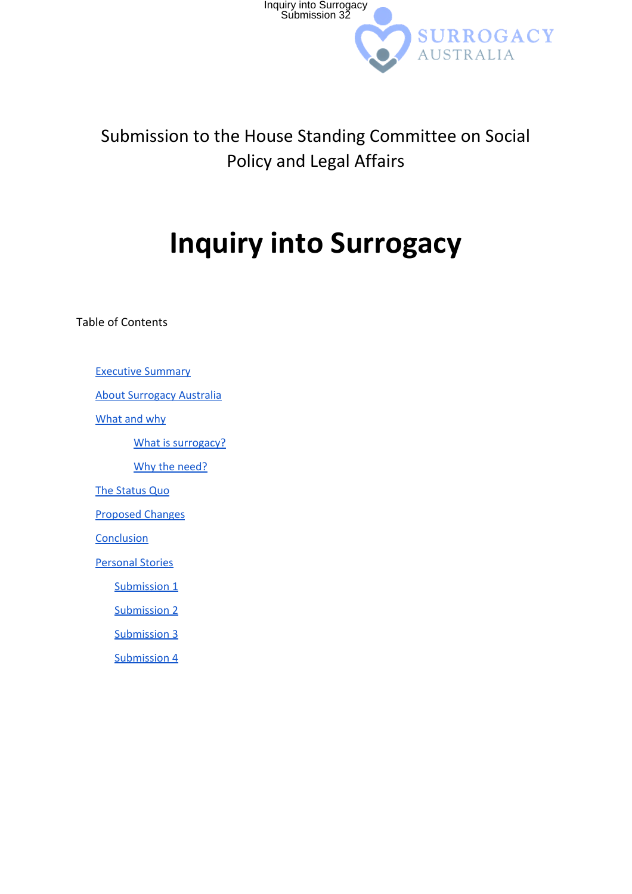Inquiry into Surrogacy
Submission 32

SURROGACY AUSTRALIA

Submission to the House Standing Committee on Social Policy and Legal Affairs

# Inquiry into Surrogacy

Table of Contents

- Executive Summary
- About Surrogacy Australia
- What and why
  - What is surrogacy?
  - Why the need?
- The Status Quo
- Proposed Changes
- Conclusion
- Personal Stories
  - Submission 1
  - Submission 2
  - Submission 3
  - Submission 4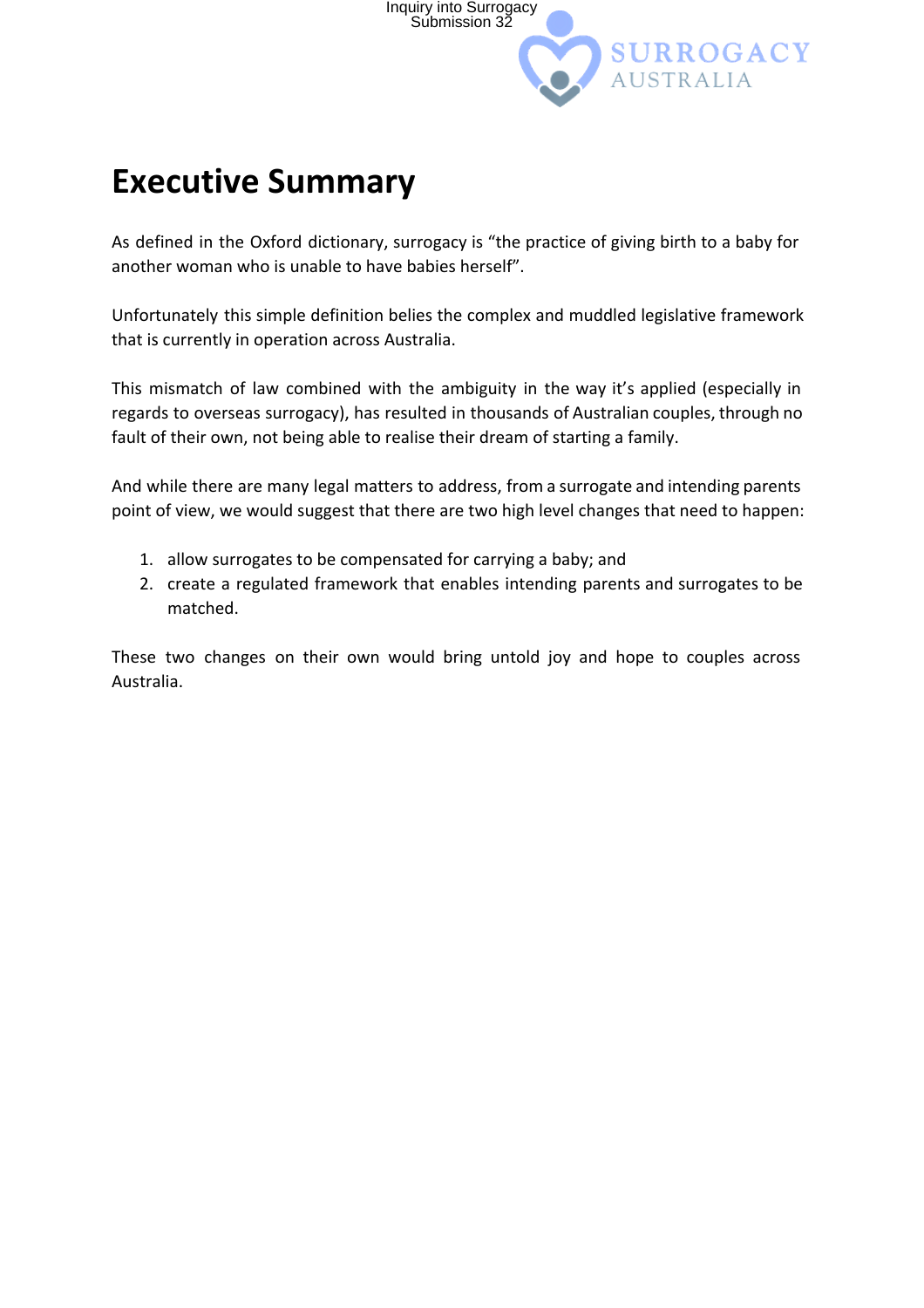# Executive Summary

As defined in the Oxford dictionary, surrogacy is "the practice of giving birth to a baby for another woman who is unable to have babies herself".

Unfortunately this simple definition belies the complex and muddled legislative framework that is currently in operation across Australia.

This mismatch of law combined with the ambiguity in the way it's applied (especially in regards to overseas surrogacy), has resulted in thousands of Australian couples, through no fault of their own, not being able to realise their dream of starting a family.

And while there are many legal matters to address, from a surrogate and intending parents point of view, we would suggest that there are two high level changes that need to happen:

1. allow surrogates to be compensated for carrying a baby; and
2. create a regulated framework that enables intending parents and surrogates to be matched.

These two changes on their own would bring untold joy and hope to couples across Australia.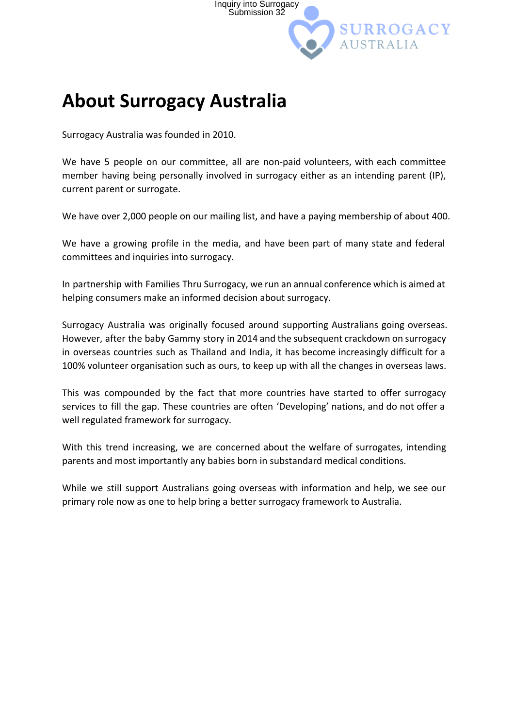# About Surrogacy Australia

Surrogacy Australia was founded in 2010.

We have 5 people on our committee, all are non-paid volunteers, with each committee member having being personally involved in surrogacy either as an intending parent (IP), current parent or surrogate.

We have over 2,000 people on our mailing list, and have a paying membership of about 400.

We have a growing profile in the media, and have been part of many state and federal committees and inquiries into surrogacy.

In partnership with Families Thru Surrogacy, we run an annual conference which is aimed at helping consumers make an informed decision about surrogacy.

Surrogacy Australia was originally focused around supporting Australians going overseas. However, after the baby Gammy story in 2014 and the subsequent crackdown on surrogacy in overseas countries such as Thailand and India, it has become increasingly difficult for a 100% volunteer organisation such as ours, to keep up with all the changes in overseas laws.

This was compounded by the fact that more countries have started to offer surrogacy services to fill the gap. These countries are often 'Developing' nations, and do not offer a well regulated framework for surrogacy.

With this trend increasing, we are concerned about the welfare of surrogates, intending parents and most importantly any babies born in substandard medical conditions.

While we still support Australians going overseas with information and help, we see our primary role now as one to help bring a better surrogacy framework to Australia.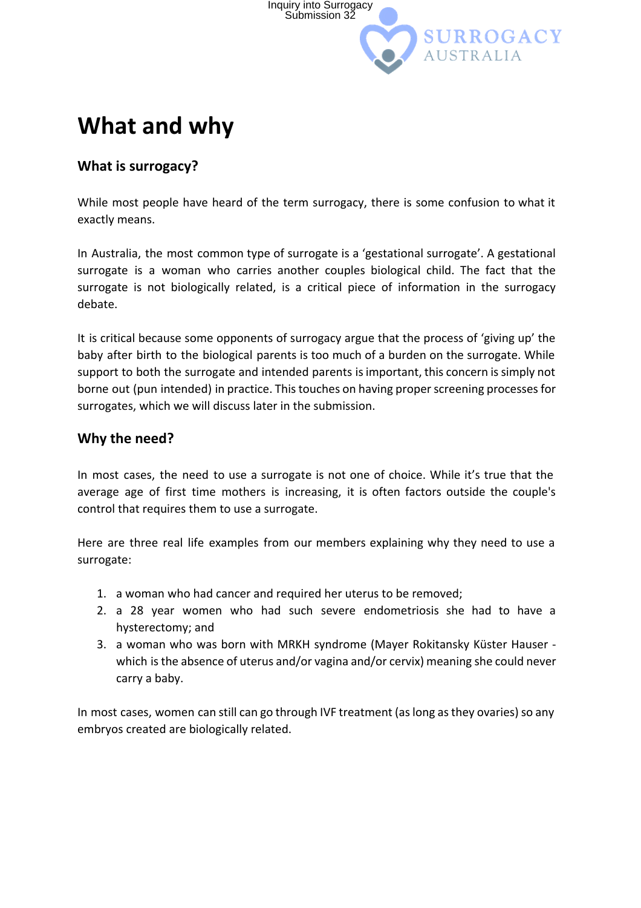# What and why

## What is surrogacy?

While most people have heard of the term surrogacy, there is some confusion to what it exactly means.

In Australia, the most common type of surrogate is a 'gestational surrogate'. A gestational surrogate is a woman who carries another couples biological child. The fact that the surrogate is not biologically related, is a critical piece of information in the surrogacy debate.

It is critical because some opponents of surrogacy argue that the process of 'giving up' the baby after birth to the biological parents is too much of a burden on the surrogate. While support to both the surrogate and intended parents is important, this concern is simply not borne out (pun intended) in practice. This touches on having proper screening processes for surrogates, which we will discuss later in the submission.

## Why the need?

In most cases, the need to use a surrogate is not one of choice. While it's true that the average age of first time mothers is increasing, it is often factors outside the couple's control that requires them to use a surrogate.

Here are three real life examples from our members explaining why they need to use a surrogate:

1. a woman who had cancer and required her uterus to be removed;
2. a 28 year women who had such severe endometriosis she had to have a hysterectomy; and
3. a woman who was born with MRKH syndrome (Mayer Rokitansky Küster Hauser - which is the absence of uterus and/or vagina and/or cervix) meaning she could never carry a baby.

In most cases, women can still can go through IVF treatment (as long as they ovaries) so any embryos created are biologically related.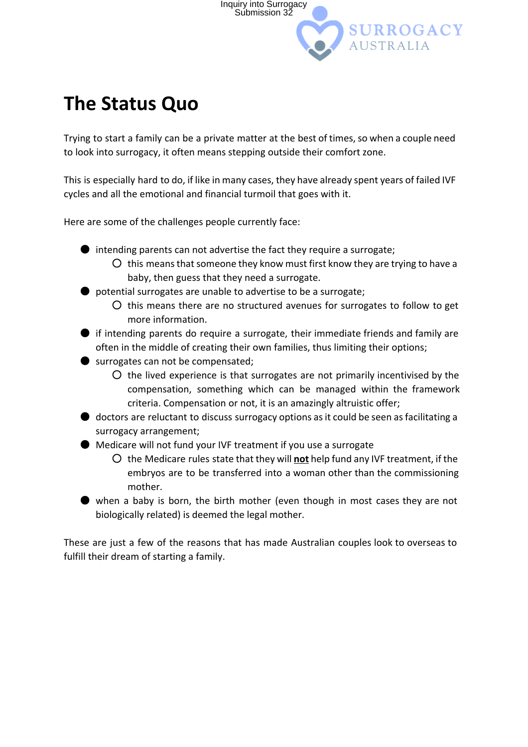# The Status Quo

Trying to start a family can be a private matter at the best of times, so when a couple need to look into surrogacy, it often means stepping outside their comfort zone.

This is especially hard to do, if like in many cases, they have already spent years of failed IVF cycles and all the emotional and financial turmoil that goes with it.

Here are some of the challenges people currently face:

- intending parents can not advertise the fact they require a surrogate;
  - this means that someone they know must first know they are trying to have a baby, then guess that they need a surrogate.
- potential surrogates are unable to advertise to be a surrogate;
  - this means there are no structured avenues for surrogates to follow to get more information.
- if intending parents do require a surrogate, their immediate friends and family are often in the middle of creating their own families, thus limiting their options;
- surrogates can not be compensated;
  - the lived experience is that surrogates are not primarily incentivised by the compensation, something which can be managed within the framework criteria. Compensation or not, it is an amazingly altruistic offer;
- doctors are reluctant to discuss surrogacy options as it could be seen as facilitating a surrogacy arrangement;
- Medicare will not fund your IVF treatment if you use a surrogate
  - the Medicare rules state that they will **not** help fund any IVF treatment, if the embryos are to be transferred into a woman other than the commissioning mother.
- when a baby is born, the birth mother (even though in most cases they are not biologically related) is deemed the legal mother.

These are just a few of the reasons that has made Australian couples look to overseas to fulfill their dream of starting a family.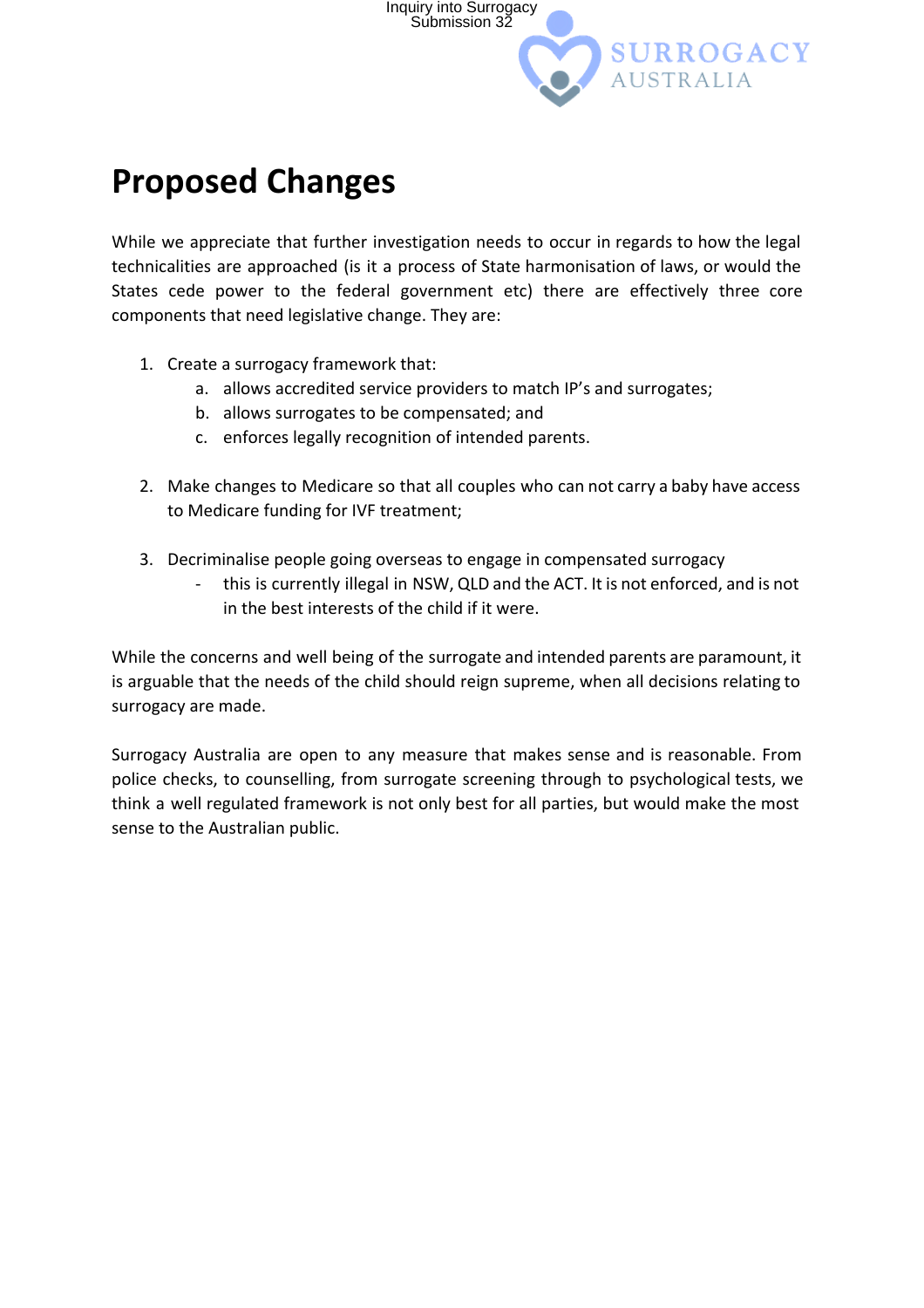# Proposed Changes

While we appreciate that further investigation needs to occur in regards to how the legal technicalities are approached (is it a process of State harmonisation of laws, or would the States cede power to the federal government etc) there are effectively three core components that need legislative change. They are:

1. Create a surrogacy framework that:
   a. allows accredited service providers to match IP's and surrogates;
   b. allows surrogates to be compensated; and
   c. enforces legally recognition of intended parents.

2. Make changes to Medicare so that all couples who can not carry a baby have access to Medicare funding for IVF treatment;

3. Decriminalise people going overseas to engage in compensated surrogacy
   - this is currently illegal in NSW, QLD and the ACT. It is not enforced, and is not in the best interests of the child if it were.

While the concerns and well being of the surrogate and intended parents are paramount, it is arguable that the needs of the child should reign supreme, when all decisions relating to surrogacy are made.

Surrogacy Australia are open to any measure that makes sense and is reasonable. From police checks, to counselling, from surrogate screening through to psychological tests, we think a well regulated framework is not only best for all parties, but would make the most sense to the Australian public.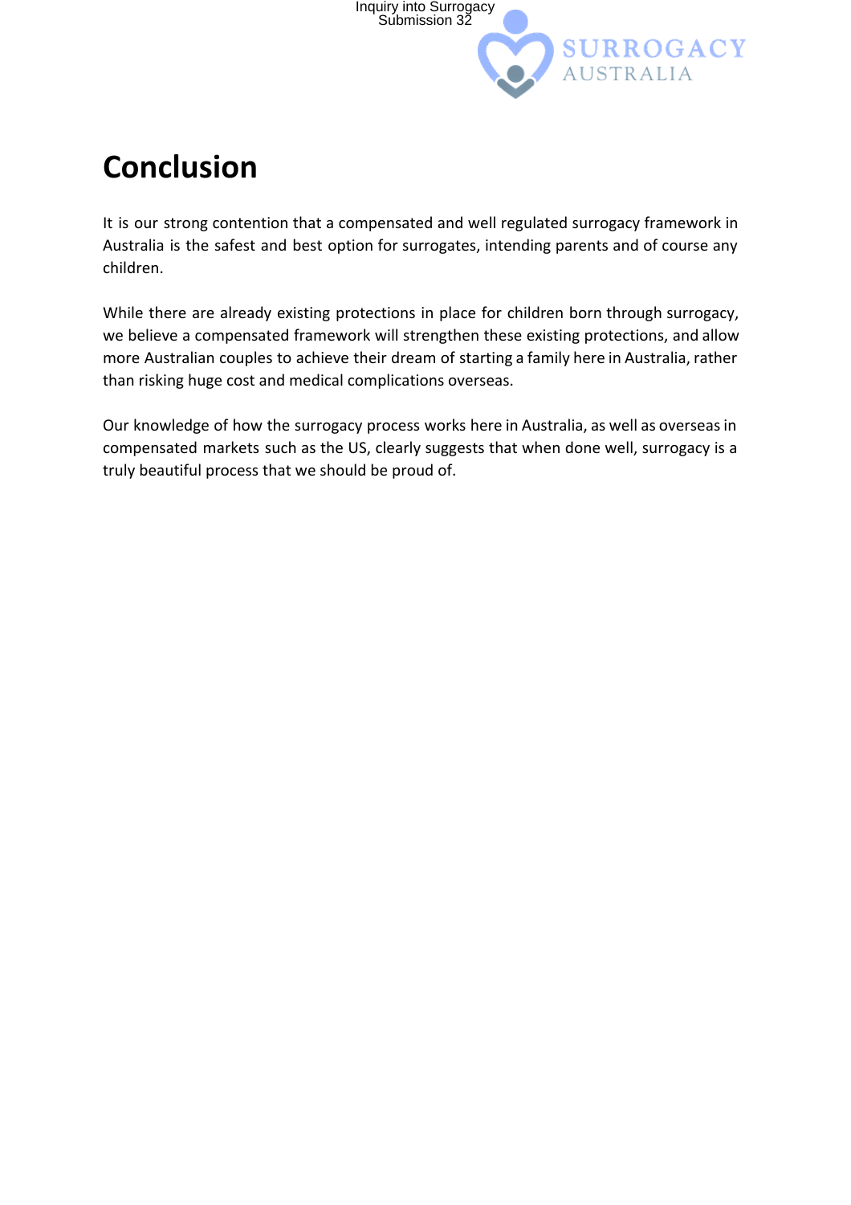# Conclusion

It is our strong contention that a compensated and well regulated surrogacy framework in Australia is the safest and best option for surrogates, intending parents and of course any children.

While there are already existing protections in place for children born through surrogacy, we believe a compensated framework will strengthen these existing protections, and allow more Australian couples to achieve their dream of starting a family here in Australia, rather than risking huge cost and medical complications overseas.

Our knowledge of how the surrogacy process works here in Australia, as well as overseas in compensated markets such as the US, clearly suggests that when done well, surrogacy is a truly beautiful process that we should be proud of.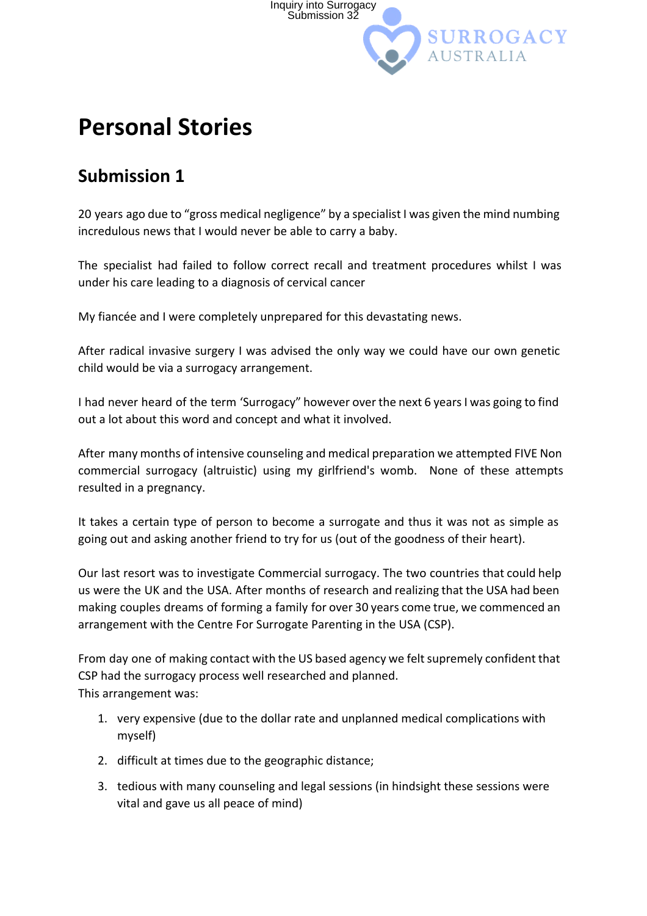# Personal Stories

## Submission 1

20 years ago due to "gross medical negligence" by a specialist I was given the mind numbing incredulous news that I would never be able to carry a baby.

The specialist had failed to follow correct recall and treatment procedures whilst I was under his care leading to a diagnosis of cervical cancer

My fiancée and I were completely unprepared for this devastating news.

After radical invasive surgery I was advised the only way we could have our own genetic child would be via a surrogacy arrangement.

I had never heard of the term 'Surrogacy" however over the next 6 years I was going to find out a lot about this word and concept and what it involved.

After many months of intensive counseling and medical preparation we attempted FIVE Non commercial surrogacy (altruistic) using my girlfriend's womb. None of these attempts resulted in a pregnancy.

It takes a certain type of person to become a surrogate and thus it was not as simple as going out and asking another friend to try for us (out of the goodness of their heart).

Our last resort was to investigate Commercial surrogacy. The two countries that could help us were the UK and the USA. After months of research and realizing that the USA had been making couples dreams of forming a family for over 30 years come true, we commenced an arrangement with the Centre For Surrogate Parenting in the USA (CSP).

From day one of making contact with the US based agency we felt supremely confident that CSP had the surrogacy process well researched and planned.
This arrangement was:

1. very expensive (due to the dollar rate and unplanned medical complications with myself)
2. difficult at times due to the geographic distance;
3. tedious with many counseling and legal sessions (in hindsight these sessions were vital and gave us all peace of mind)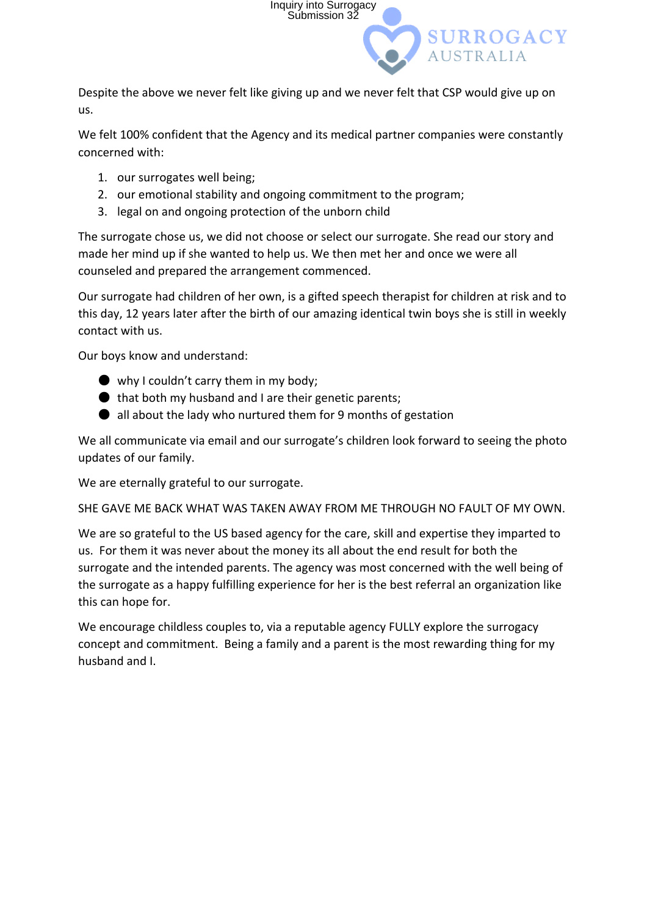Despite the above we never felt like giving up and we never felt that CSP would give up on us.

We felt 100% confident that the Agency and its medical partner companies were constantly concerned with:

1. our surrogates well being;
2. our emotional stability and ongoing commitment to the program;
3. legal on and ongoing protection of the unborn child

The surrogate chose us, we did not choose or select our surrogate. She read our story and made her mind up if she wanted to help us. We then met her and once we were all counseled and prepared the arrangement commenced.

Our surrogate had children of her own, is a gifted speech therapist for children at risk and to this day, 12 years later after the birth of our amazing identical twin boys she is still in weekly contact with us.

Our boys know and understand:

- why I couldn't carry them in my body;
- that both my husband and I are their genetic parents;
- all about the lady who nurtured them for 9 months of gestation

We all communicate via email and our surrogate's children look forward to seeing the photo updates of our family.

We are eternally grateful to our surrogate.

SHE GAVE ME BACK WHAT WAS TAKEN AWAY FROM ME THROUGH NO FAULT OF MY OWN.

We are so grateful to the US based agency for the care, skill and expertise they imparted to us. For them it was never about the money its all about the end result for both the surrogate and the intended parents. The agency was most concerned with the well being of the surrogate as a happy fulfilling experience for her is the best referral an organization like this can hope for.

We encourage childless couples to, via a reputable agency FULLY explore the surrogacy concept and commitment. Being a family and a parent is the most rewarding thing for my husband and I.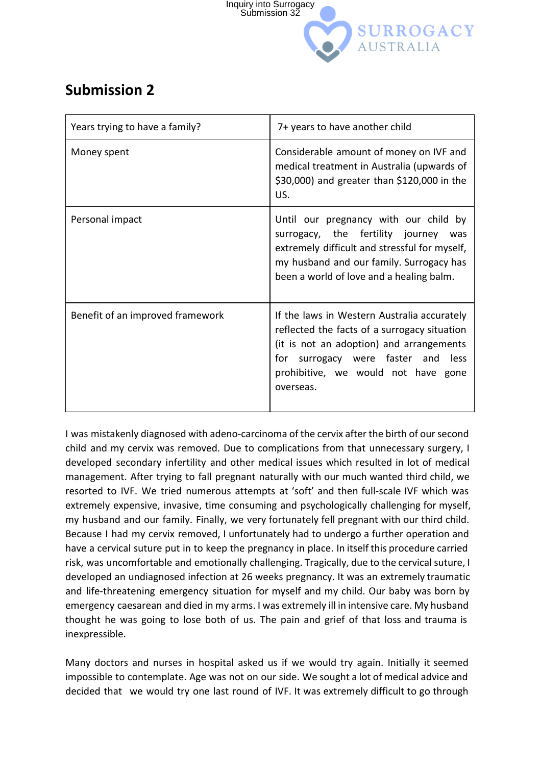## Submission 2

| Years trying to have a family? | 7+ years to have another child |
|---|---|
| Money spent | Considerable amount of money on IVF and medical treatment in Australia (upwards of $30,000) and greater than $120,000 in the US. |
| Personal impact | Until our pregnancy with our child by surrogacy, the fertility journey was extremely difficult and stressful for myself, my husband and our family. Surrogacy has been a world of love and a healing balm. |
| Benefit of an improved framework | If the laws in Western Australia accurately reflected the facts of a surrogacy situation (it is not an adoption) and arrangements for surrogacy were faster and less prohibitive, we would not have gone overseas. |

I was mistakenly diagnosed with adeno-carcinoma of the cervix after the birth of our second child and my cervix was removed. Due to complications from that unnecessary surgery, I developed secondary infertility and other medical issues which resulted in lot of medical management. After trying to fall pregnant naturally with our much wanted third child, we resorted to IVF. We tried numerous attempts at 'soft' and then full-scale IVF which was extremely expensive, invasive, time consuming and psychologically challenging for myself, my husband and our family. Finally, we very fortunately fell pregnant with our third child. Because I had my cervix removed, I unfortunately had to undergo a further operation and have a cervical suture put in to keep the pregnancy in place. In itself this procedure carried risk, was uncomfortable and emotionally challenging. Tragically, due to the cervical suture, I developed an undiagnosed infection at 26 weeks pregnancy. It was an extremely traumatic and life-threatening emergency situation for myself and my child. Our baby was born by emergency caesarean and died in my arms. I was extremely ill in intensive care. My husband thought he was going to lose both of us. The pain and grief of that loss and trauma is inexpressible.

Many doctors and nurses in hospital asked us if we would try again. Initially it seemed impossible to contemplate. Age was not on our side. We sought a lot of medical advice and decided that we would try one last round of IVF. It was extremely difficult to go through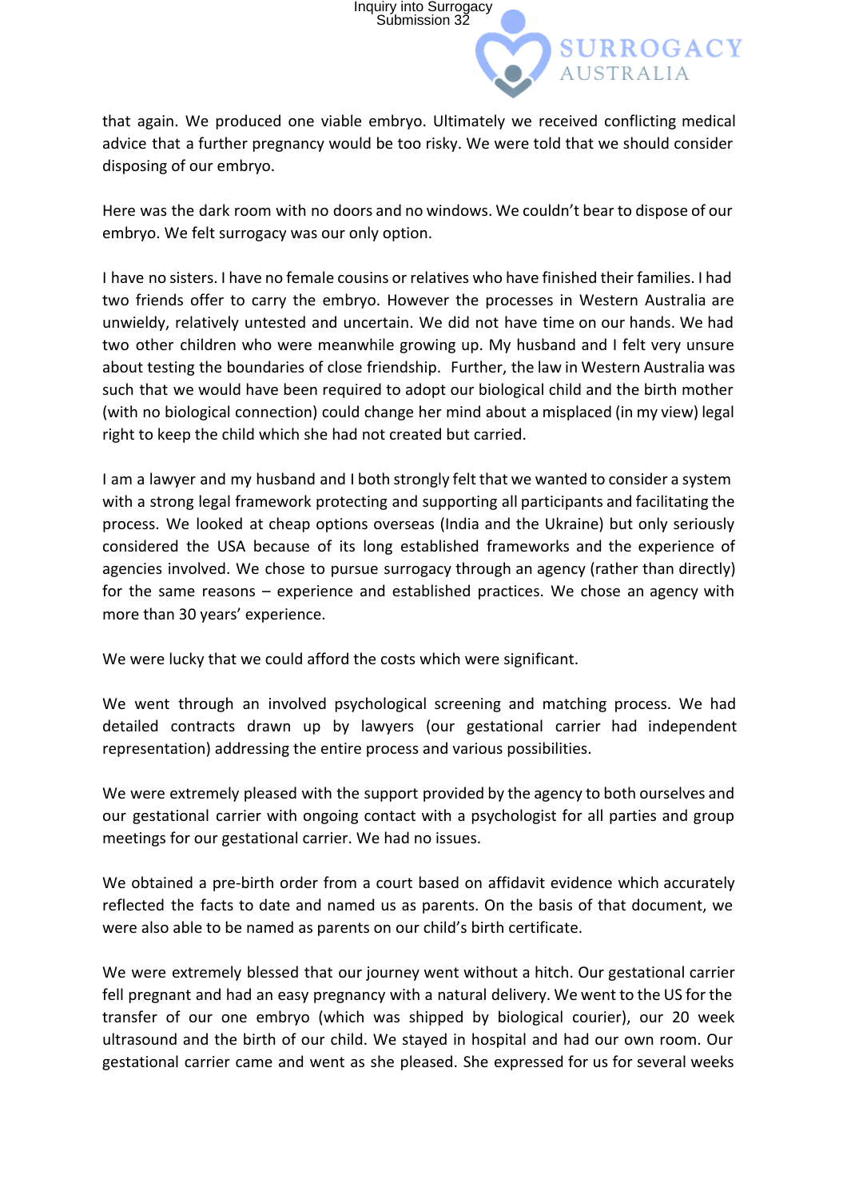that again. We produced one viable embryo. Ultimately we received conflicting medical advice that a further pregnancy would be too risky. We were told that we should consider disposing of our embryo.

Here was the dark room with no doors and no windows. We couldn't bear to dispose of our embryo. We felt surrogacy was our only option.

I have no sisters. I have no female cousins or relatives who have finished their families. I had two friends offer to carry the embryo. However the processes in Western Australia are unwieldy, relatively untested and uncertain. We did not have time on our hands. We had two other children who were meanwhile growing up. My husband and I felt very unsure about testing the boundaries of close friendship. Further, the law in Western Australia was such that we would have been required to adopt our biological child and the birth mother (with no biological connection) could change her mind about a misplaced (in my view) legal right to keep the child which she had not created but carried.

I am a lawyer and my husband and I both strongly felt that we wanted to consider a system with a strong legal framework protecting and supporting all participants and facilitating the process. We looked at cheap options overseas (India and the Ukraine) but only seriously considered the USA because of its long established frameworks and the experience of agencies involved. We chose to pursue surrogacy through an agency (rather than directly) for the same reasons – experience and established practices. We chose an agency with more than 30 years' experience.

We were lucky that we could afford the costs which were significant.

We went through an involved psychological screening and matching process. We had detailed contracts drawn up by lawyers (our gestational carrier had independent representation) addressing the entire process and various possibilities.

We were extremely pleased with the support provided by the agency to both ourselves and our gestational carrier with ongoing contact with a psychologist for all parties and group meetings for our gestational carrier. We had no issues.

We obtained a pre-birth order from a court based on affidavit evidence which accurately reflected the facts to date and named us as parents. On the basis of that document, we were also able to be named as parents on our child's birth certificate.

We were extremely blessed that our journey went without a hitch. Our gestational carrier fell pregnant and had an easy pregnancy with a natural delivery. We went to the US for the transfer of our one embryo (which was shipped by biological courier), our 20 week ultrasound and the birth of our child. We stayed in hospital and had our own room. Our gestational carrier came and went as she pleased. She expressed for us for several weeks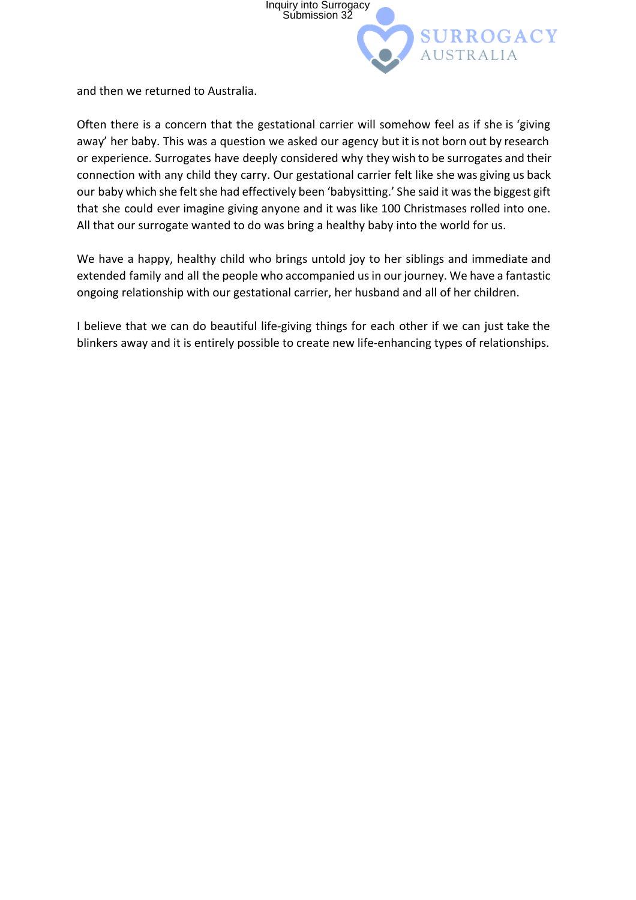and then we returned to Australia.

Often there is a concern that the gestational carrier will somehow feel as if she is 'giving away' her baby. This was a question we asked our agency but it is not born out by research or experience. Surrogates have deeply considered why they wish to be surrogates and their connection with any child they carry. Our gestational carrier felt like she was giving us back our baby which she felt she had effectively been 'babysitting.' She said it was the biggest gift that she could ever imagine giving anyone and it was like 100 Christmases rolled into one. All that our surrogate wanted to do was bring a healthy baby into the world for us.

We have a happy, healthy child who brings untold joy to her siblings and immediate and extended family and all the people who accompanied us in our journey. We have a fantastic ongoing relationship with our gestational carrier, her husband and all of her children.

I believe that we can do beautiful life-giving things for each other if we can just take the blinkers away and it is entirely possible to create new life-enhancing types of relationships.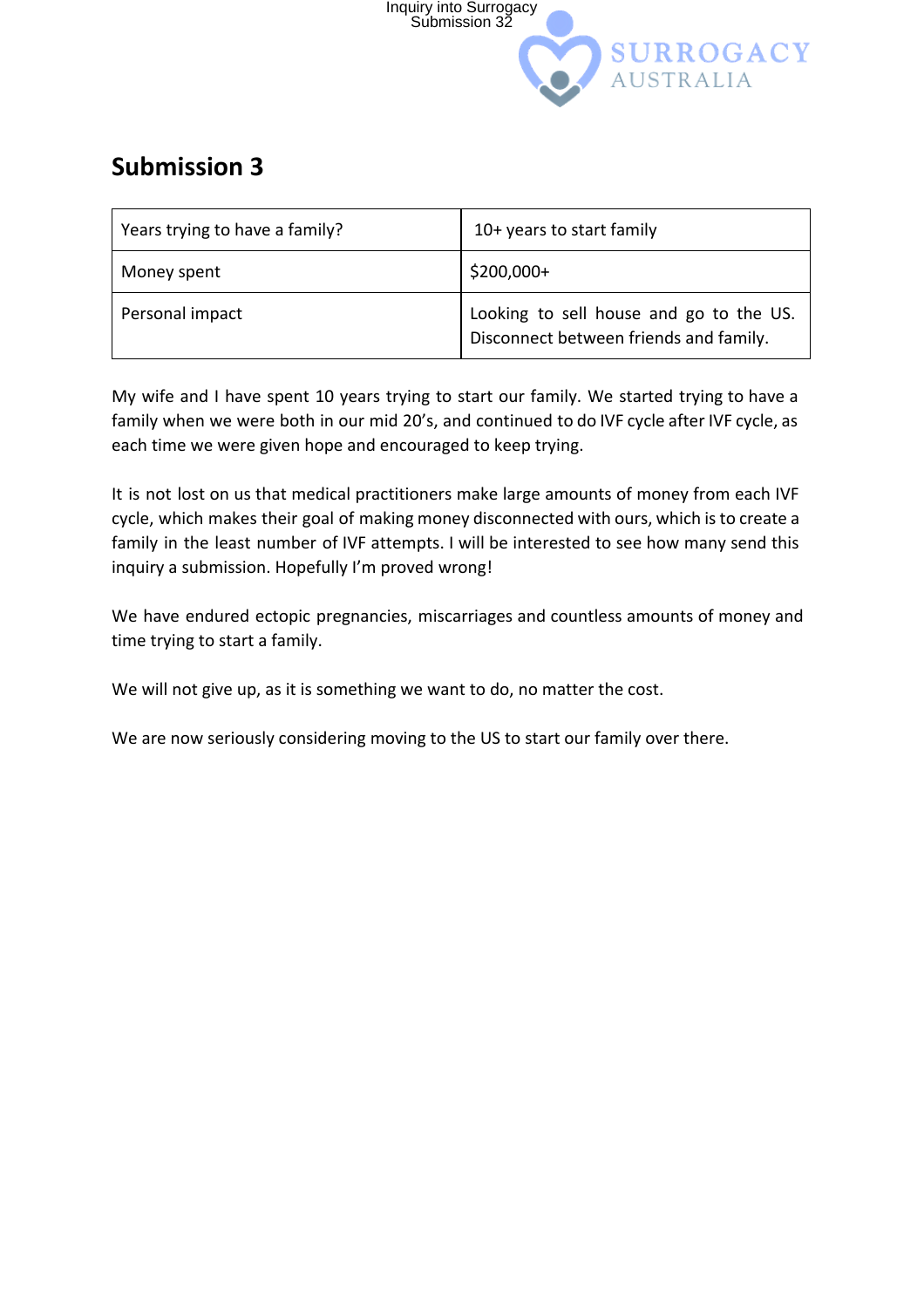## Submission 3

| Years trying to have a family? | 10+ years to start family |
|---|---|
| Money spent | $200,000+ |
| Personal impact | Looking to sell house and go to the US. Disconnect between friends and family. |

My wife and I have spent 10 years trying to start our family. We started trying to have a family when we were both in our mid 20's, and continued to do IVF cycle after IVF cycle, as each time we were given hope and encouraged to keep trying.

It is not lost on us that medical practitioners make large amounts of money from each IVF cycle, which makes their goal of making money disconnected with ours, which is to create a family in the least number of IVF attempts. I will be interested to see how many send this inquiry a submission. Hopefully I'm proved wrong!

We have endured ectopic pregnancies, miscarriages and countless amounts of money and time trying to start a family.

We will not give up, as it is something we want to do, no matter the cost.

We are now seriously considering moving to the US to start our family over there.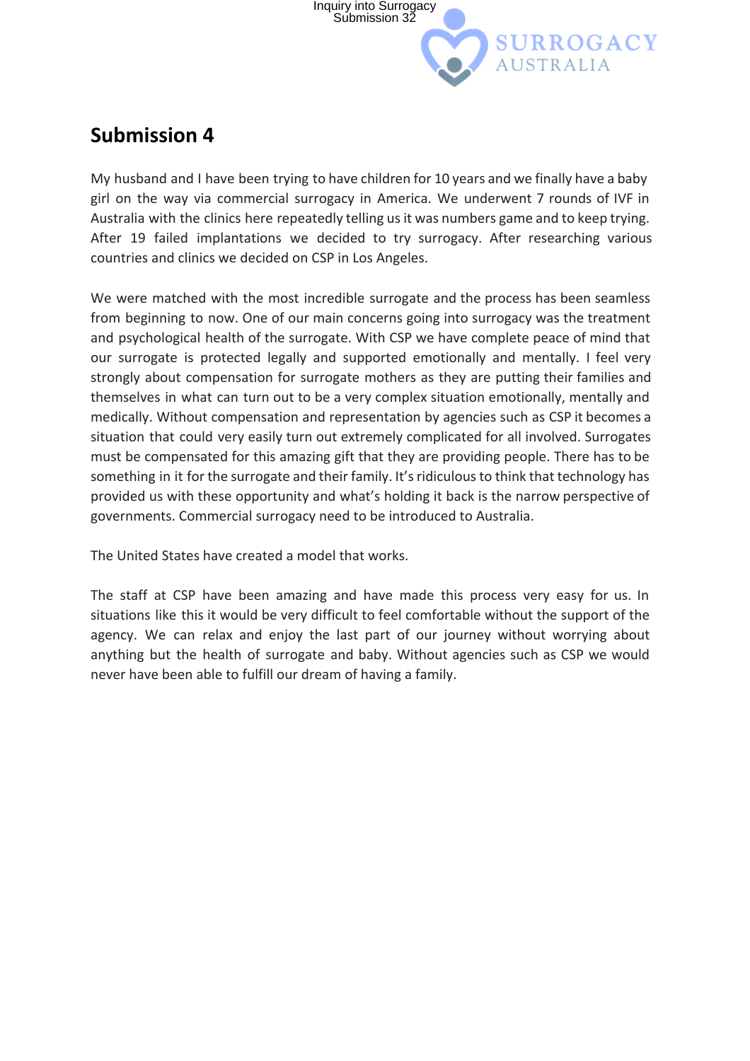## Submission 4

My husband and I have been trying to have children for 10 years and we finally have a baby girl on the way via commercial surrogacy in America. We underwent 7 rounds of IVF in Australia with the clinics here repeatedly telling us it was numbers game and to keep trying. After 19 failed implantations we decided to try surrogacy. After researching various countries and clinics we decided on CSP in Los Angeles.

We were matched with the most incredible surrogate and the process has been seamless from beginning to now. One of our main concerns going into surrogacy was the treatment and psychological health of the surrogate. With CSP we have complete peace of mind that our surrogate is protected legally and supported emotionally and mentally. I feel very strongly about compensation for surrogate mothers as they are putting their families and themselves in what can turn out to be a very complex situation emotionally, mentally and medically. Without compensation and representation by agencies such as CSP it becomes a situation that could very easily turn out extremely complicated for all involved. Surrogates must be compensated for this amazing gift that they are providing people. There has to be something in it for the surrogate and their family. It's ridiculous to think that technology has provided us with these opportunity and what's holding it back is the narrow perspective of governments. Commercial surrogacy need to be introduced to Australia.

The United States have created a model that works.

The staff at CSP have been amazing and have made this process very easy for us. In situations like this it would be very difficult to feel comfortable without the support of the agency. We can relax and enjoy the last part of our journey without worrying about anything but the health of surrogate and baby. Without agencies such as CSP we would never have been able to fulfill our dream of having a family.